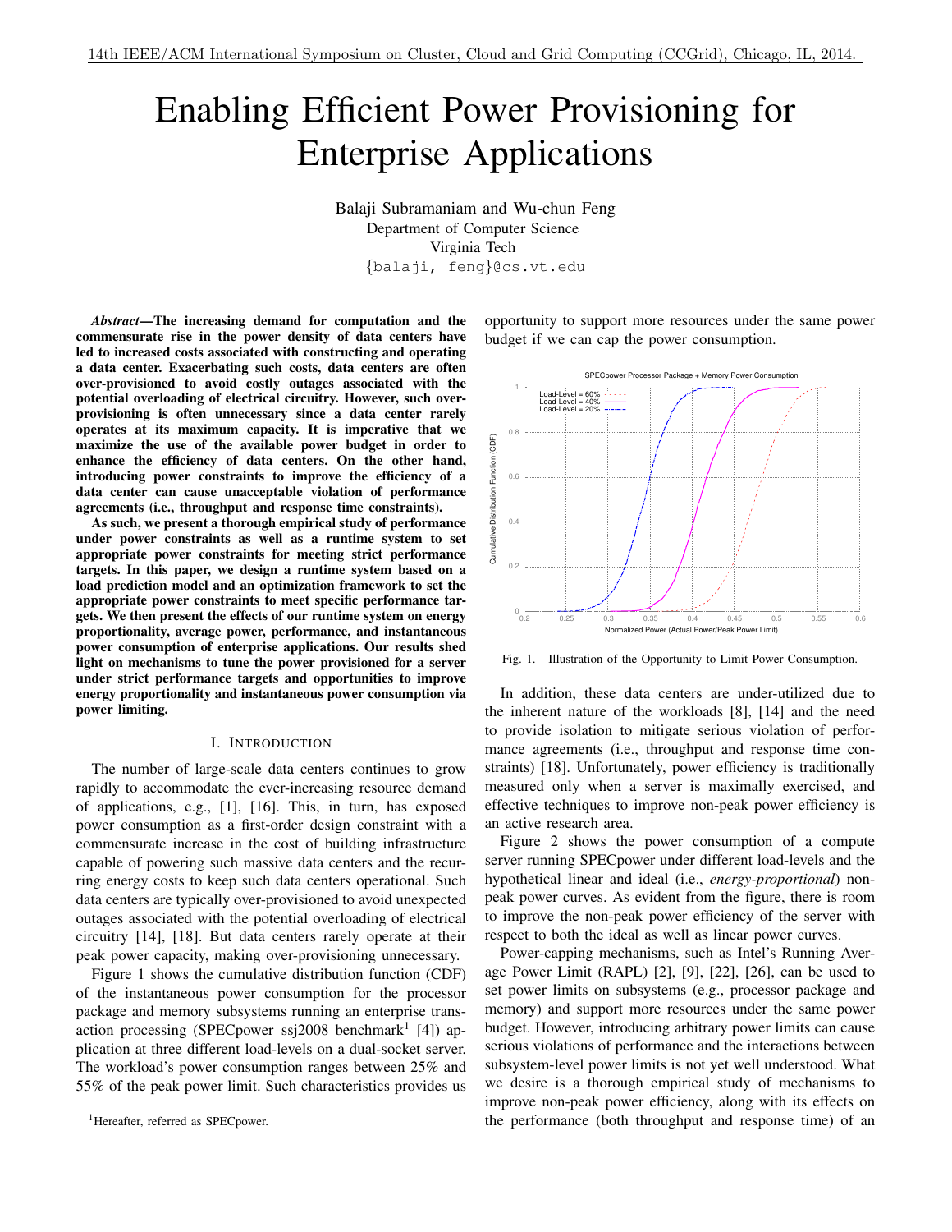14th IEEE/ACM International Symposium on Cluster, Cloud and Grid Computing (CCGrid), Chicago, IL, 2014.

# Enabling Efficient Power Provisioning for Enterprise Applications

Balaji Subramaniam and Wu-chun Feng
Department of Computer Science
Virginia Tech
{balaji, feng}@cs.vt.edu

***Abstract*—The increasing demand for computation and the commensurate rise in the power density of data centers have led to increased costs associated with constructing and operating a data center. Exacerbating such costs, data centers are often over-provisioned to avoid costly outages associated with the potential overloading of electrical circuitry. However, such over-provisioning is often unnecessary since a data center rarely operates at its maximum capacity. It is imperative that we maximize the use of the available power budget in order to enhance the efficiency of data centers. On the other hand, introducing power constraints to improve the efficiency of a data center can cause unacceptable violation of performance agreements (i.e., throughput and response time constraints).**

**As such, we present a thorough empirical study of performance under power constraints as well as a runtime system to set appropriate power constraints for meeting strict performance targets. In this paper, we design a runtime system based on a load prediction model and an optimization framework to set the appropriate power constraints to meet specific performance targets. We then present the effects of our runtime system on energy proportionality, average power, performance, and instantaneous power consumption of enterprise applications. Our results shed light on mechanisms to tune the power provisioned for a server under strict performance targets and opportunities to improve energy proportionality and instantaneous power consumption via power limiting.**

## I. Introduction

The number of large-scale data centers continues to grow rapidly to accommodate the ever-increasing resource demand of applications, e.g., [1], [16]. This, in turn, has exposed power consumption as a first-order design constraint with a commensurate increase in the cost of building infrastructure capable of powering such massive data centers and the recurring energy costs to keep such data centers operational. Such data centers are typically over-provisioned to avoid unexpected outages associated with the potential overloading of electrical circuitry [14], [18]. But data centers rarely operate at their peak power capacity, making over-provisioning unnecessary.

Figure 1 shows the cumulative distribution function (CDF) of the instantaneous power consumption for the processor package and memory subsystems running an enterprise transaction processing (SPECpower_ssj2008 benchmark[1] [4]) application at three different load-levels on a dual-socket server. The workload's power consumption ranges between 25% and 55% of the peak power limit. Such characteristics provides us opportunity to support more resources under the same power budget if we can cap the power consumption.

SPECpower Processor Package + Memory Power Consumption
Load-Level = 60%
Load-Level = 40%
Load-Level = 20%
Cumulative Distribution Function (CDF)
0 0.2 0.4 0.6 0.8 1
Normalized Power (Actual Power/Peak Power Limit)
0.2 0.25 0.3 0.35 0.4 0.45 0.5 0.55 0.6

Fig. 1. Illustration of the Opportunity to Limit Power Consumption.

In addition, these data centers are under-utilized due to the inherent nature of the workloads [8], [14] and the need to provide isolation to mitigate serious violation of performance agreements (i.e., throughput and response time constraints) [18]. Unfortunately, power efficiency is traditionally measured only when a server is maximally exercised, and effective techniques to improve non-peak power efficiency is an active research area.

Figure 2 shows the power consumption of a compute server running SPECpower under different load-levels and the hypothetical linear and ideal (i.e., *energy-proportional*) non-peak power curves. As evident from the figure, there is room to improve the non-peak power efficiency of the server with respect to both the ideal as well as linear power curves.

Power-capping mechanisms, such as Intel's Running Average Power Limit (RAPL) [2], [9], [22], [26], can be used to set power limits on subsystems (e.g., processor package and memory) and support more resources under the same power budget. However, introducing arbitrary power limits can cause serious violations of performance and the interactions between subsystem-level power limits is not yet well understood. What we desire is a thorough empirical study of mechanisms to improve non-peak power efficiency, along with its effects on the performance (both throughput and response time) of an

[1]Hereafter, referred as SPECpower.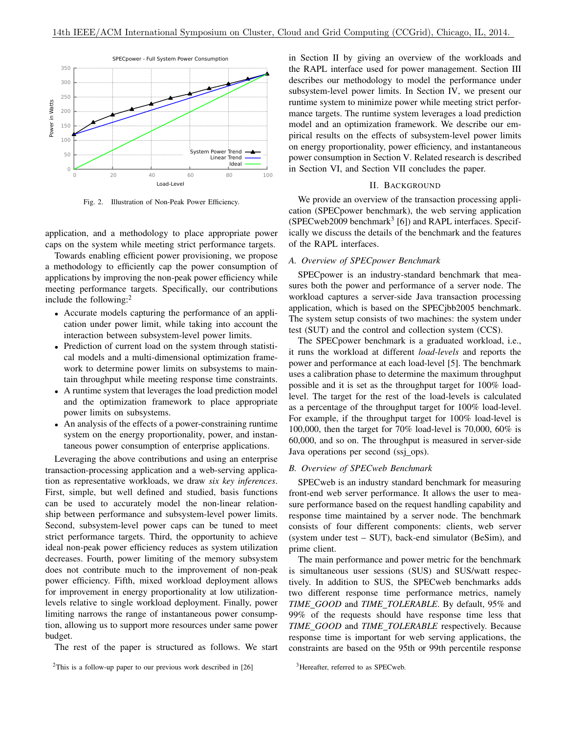Fig. 2. Illustration of Non-Peak Power Efficiency.

application, and a methodology to place appropriate power caps on the system while meeting strict performance targets.

Towards enabling efficient power provisioning, we propose a methodology to efficiently cap the power consumption of applications by improving the non-peak power efficiency while meeting performance targets. Specifically, our contributions include the following:[2]

- Accurate models capturing the performance of an application under power limit, while taking into account the interaction between subsystem-level power limits.
- Prediction of current load on the system through statistical models and a multi-dimensional optimization framework to determine power limits on subsystems to maintain throughput while meeting response time constraints.
- A runtime system that leverages the load prediction model and the optimization framework to place appropriate power limits on subsystems.
- An analysis of the effects of a power-constraining runtime system on the energy proportionality, power, and instantaneous power consumption of enterprise applications.

Leveraging the above contributions and using an enterprise transaction-processing application and a web-serving application as representative workloads, we draw *six key inferences*. First, simple, but well defined and studied, basis functions can be used to accurately model the non-linear relationship between performance and subsystem-level power limits. Second, subsystem-level power caps can be tuned to meet strict performance targets. Third, the opportunity to achieve ideal non-peak power efficiency reduces as system utilization decreases. Fourth, power limiting of the memory subsystem does not contribute much to the improvement of non-peak power efficiency. Fifth, mixed workload deployment allows for improvement in energy proportionality at low utilization-levels relative to single workload deployment. Finally, power limiting narrows the range of instantaneous power consumption, allowing us to support more resources under same power budget.

The rest of the paper is structured as follows. We start in Section II by giving an overview of the workloads and the RAPL interface used for power management. Section III describes our methodology to model the performance under subsystem-level power limits. In Section IV, we present our runtime system to minimize power while meeting strict performance targets. The runtime system leverages a load prediction model and an optimization framework. We describe our empirical results on the effects of subsystem-level power limits on energy proportionality, power efficiency, and instantaneous power consumption in Section V. Related research is described in Section VI, and Section VII concludes the paper.

## II. Background

We provide an overview of the transaction processing application (SPECpower benchmark), the web serving application (SPECweb2009 benchmark[3] [6]) and RAPL interfaces. Specifically we discuss the details of the benchmark and the features of the RAPL interfaces.

### A. Overview of SPECpower Benchmark

SPECpower is an industry-standard benchmark that measures both the power and performance of a server node. The workload captures a server-side Java transaction processing application, which is based on the SPECjbb2005 benchmark. The system setup consists of two machines: the system under test (SUT) and the control and collection system (CCS).

The SPECpower benchmark is a graduated workload, i.e., it runs the workload at different *load-levels* and reports the power and performance at each load-level [5]. The benchmark uses a calibration phase to determine the maximum throughput possible and it is set as the throughput target for 100% load-level. The target for the rest of the load-levels is calculated as a percentage of the throughput target for 100% load-level. For example, if the throughput target for 100% load-level is 100,000, then the target for 70% load-level is 70,000, 60% is 60,000, and so on. The throughput is measured in server-side Java operations per second (ssj_ops).

### B. Overview of SPECweb Benchmark

SPECweb is an industry standard benchmark for measuring front-end web server performance. It allows the user to measure performance based on the request handling capability and response time maintained by a server node. The benchmark consists of four different components: clients, web server (system under test – SUT), back-end simulator (BeSim), and prime client.

The main performance and power metric for the benchmark is simultaneous user sessions (SUS) and SUS/watt respectively. In addition to SUS, the SPECweb benchmarks adds two different response time performance metrics, namely *TIME_GOOD* and *TIME_TOLERABLE*. By default, 95% and 99% of the requests should have response time less that *TIME_GOOD* and *TIME_TOLERABLE* respectively. Because response time is important for web serving applications, the constraints are based on the 95th or 99th percentile response

[2] This is a follow-up paper to our previous work described in [26]

[3] Hereafter, referred to as SPECweb.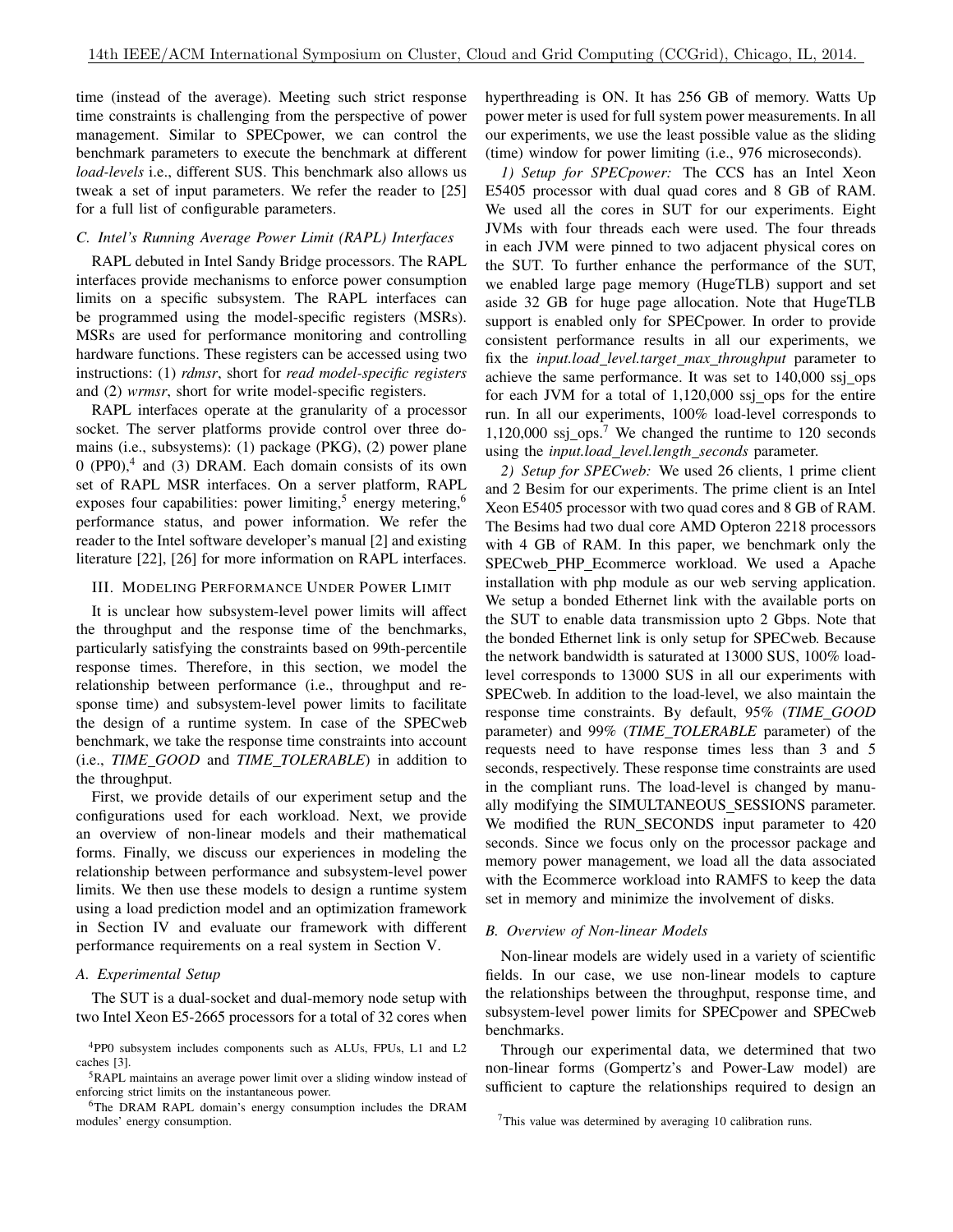time (instead of the average). Meeting such strict response time constraints is challenging from the perspective of power management. Similar to SPECpower, we can control the benchmark parameters to execute the benchmark at different *load-levels* i.e., different SUS. This benchmark also allows us tweak a set of input parameters. We refer the reader to [25] for a full list of configurable parameters.

### C. Intel's Running Average Power Limit (RAPL) Interfaces

RAPL debuted in Intel Sandy Bridge processors. The RAPL interfaces provide mechanisms to enforce power consumption limits on a specific subsystem. The RAPL interfaces can be programmed using the model-specific registers (MSRs). MSRs are used for performance monitoring and controlling hardware functions. These registers can be accessed using two instructions: (1) *rdmsr*, short for *read model-specific registers* and (2) *wrmsr*, short for write model-specific registers.

RAPL interfaces operate at the granularity of a processor socket. The server platforms provide control over three domains (i.e., subsystems): (1) package (PKG), (2) power plane 0 (PP0),[4] and (3) DRAM. Each domain consists of its own set of RAPL MSR interfaces. On a server platform, RAPL exposes four capabilities: power limiting,[5] energy metering,[6] performance status, and power information. We refer the reader to the Intel software developer's manual [2] and existing literature [22], [26] for more information on RAPL interfaces.

## III. Modeling Performance Under Power Limit

It is unclear how subsystem-level power limits will affect the throughput and the response time of the benchmarks, particularly satisfying the constraints based on 99th-percentile response times. Therefore, in this section, we model the relationship between performance (i.e., throughput and response time) and subsystem-level power limits to facilitate the design of a runtime system. In case of the SPECweb benchmark, we take the response time constraints into account (i.e., *TIME_GOOD* and *TIME_TOLERABLE*) in addition to the throughput.

First, we provide details of our experiment setup and the configurations used for each workload. Next, we provide an overview of non-linear models and their mathematical forms. Finally, we discuss our experiences in modeling the relationship between performance and subsystem-level power limits. We then use these models to design a runtime system using a load prediction model and an optimization framework in Section IV and evaluate our framework with different performance requirements on a real system in Section V.

### A. Experimental Setup

The SUT is a dual-socket and dual-memory node setup with two Intel Xeon E5-2665 processors for a total of 32 cores when hyperthreading is ON. It has 256 GB of memory. Watts Up power meter is used for full system power measurements. In all our experiments, we use the least possible value as the sliding (time) window for power limiting (i.e., 976 microseconds).

*1) Setup for SPECpower:* The CCS has an Intel Xeon E5405 processor with dual quad cores and 8 GB of RAM. We used all the cores in SUT for our experiments. Eight JVMs with four threads each were used. The four threads in each JVM were pinned to two adjacent physical cores on the SUT. To further enhance the performance of the SUT, we enabled large page memory (HugeTLB) support and set aside 32 GB for huge page allocation. Note that HugeTLB support is enabled only for SPECpower. In order to provide consistent performance results in all our experiments, we fix the *input.load_level.target_max_throughput* parameter to achieve the same performance. It was set to 140,000 ssj_ops for each JVM for a total of 1,120,000 ssj_ops for the entire run. In all our experiments, 100% load-level corresponds to 1,120,000 ssj_ops.[7] We changed the runtime to 120 seconds using the *input.load_level.length_seconds* parameter.

*2) Setup for SPECweb:* We used 26 clients, 1 prime client and 2 Besim for our experiments. The prime client is an Intel Xeon E5405 processor with two quad cores and 8 GB of RAM. The Besims had two dual core AMD Opteron 2218 processors with 4 GB of RAM. In this paper, we benchmark only the SPECweb_PHP_Ecommerce workload. We used a Apache installation with php module as our web serving application. We setup a bonded Ethernet link with the available ports on the SUT to enable data transmission upto 2 Gbps. Note that the bonded Ethernet link is only setup for SPECweb. Because the network bandwidth is saturated at 13000 SUS, 100% load-level corresponds to 13000 SUS in all our experiments with SPECweb. In addition to the load-level, we also maintain the response time constraints. By default, 95% (*TIME_GOOD* parameter) and 99% (*TIME_TOLERABLE* parameter) of the requests need to have response times less than 3 and 5 seconds, respectively. These response time constraints are used in the compliant runs. The load-level is changed by manually modifying the SIMULTANEOUS_SESSIONS parameter. We modified the RUN_SECONDS input parameter to 420 seconds. Since we focus only on the processor package and memory power management, we load all the data associated with the Ecommerce workload into RAMFS to keep the data set in memory and minimize the involvement of disks.

### B. Overview of Non-linear Models

Non-linear models are widely used in a variety of scientific fields. In our case, we use non-linear models to capture the relationships between the throughput, response time, and subsystem-level power limits for SPECpower and SPECweb benchmarks.

Through our experimental data, we determined that two non-linear forms (Gompertz's and Power-Law model) are sufficient to capture the relationships required to design an

[4] PP0 subsystem includes components such as ALUs, FPUs, L1 and L2 caches [3].

[5] RAPL maintains an average power limit over a sliding window instead of enforcing strict limits on the instantaneous power.

[6] The DRAM RAPL domain's energy consumption includes the DRAM modules' energy consumption.

[7] This value was determined by averaging 10 calibration runs.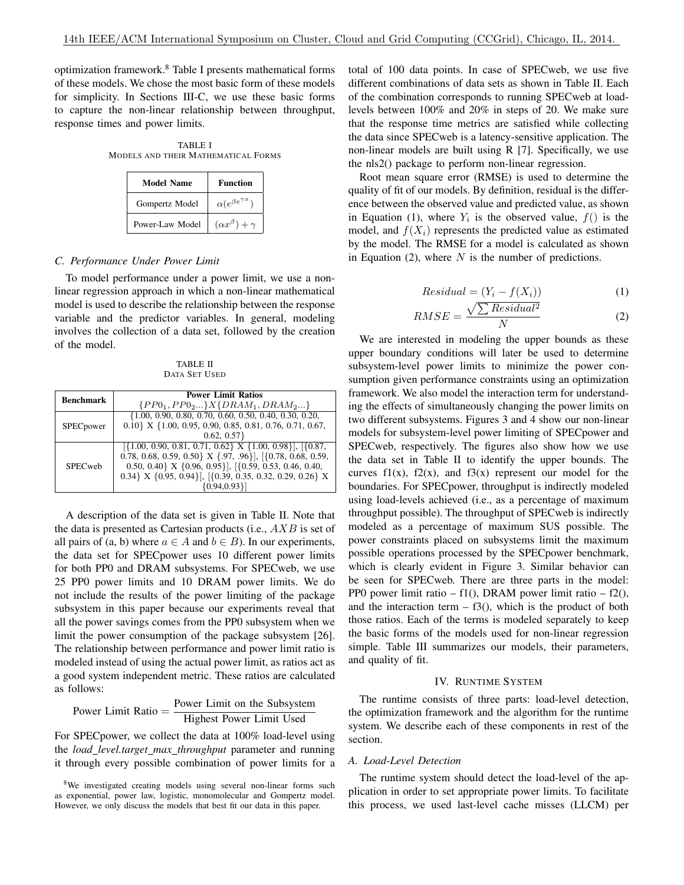optimization framework.[8] Table I presents mathematical forms of these models. We chose the most basic form of these models for simplicity. In Sections III-C, we use these basic forms to capture the non-linear relationship between throughput, response times and power limits.

TABLE I
MODELS AND THEIR MATHEMATICAL FORMS

| Model Name | Function |
|---|---|
| Gompertz Model | $\alpha(e^{\beta e^{\gamma x}})$ |
| Power-Law Model | $(\alpha x^{\beta}) + \gamma$ |

### C. Performance Under Power Limit

To model performance under a power limit, we use a non-linear regression approach in which a non-linear mathematical model is used to describe the relationship between the response variable and the predictor variables. In general, modeling involves the collection of a data set, followed by the creation of the model.

TABLE II
DATA SET USED

| Benchmark | Power Limit Ratios $\{PP0_1, PP0_2...\}X\{DRAM_1, DRAM_2...\}$ |
|---|---|
| SPECpower | {1.00, 0.90, 0.80, 0.70, 0.60, 0.50, 0.40, 0.30, 0.20, 0.10} X {1.00, 0.95, 0.90, 0.85, 0.81, 0.76, 0.71, 0.67, 0.62, 0.57} |
| SPECweb | [{1.00, 0.90, 0.81, 0.71, 0.62} X {1.00, 0.98}], [{0.87, 0.78, 0.68, 0.59, 0.50} X {.97, .96}], [{0.78, 0.68, 0.59, 0.50, 0.40} X {0.96, 0.95}], [{0.59, 0.53, 0.46, 0.40, 0.34} X {0.95, 0.94}], [{0.39, 0.35, 0.32, 0.29, 0.26} X {0.94,0.93}] |

A description of the data set is given in Table II. Note that the data is presented as Cartesian products (i.e., $AXB$ is set of all pairs of (a, b) where $a \in A$ and $b \in B$). In our experiments, the data set for SPECpower uses 10 different power limits for both PP0 and DRAM subsystems. For SPECweb, we use 25 PP0 power limits and 10 DRAM power limits. We do not include the results of the power limiting of the package subsystem in this paper because our experiments reveal that all the power savings comes from the PP0 subsystem when we limit the power consumption of the package subsystem [26]. The relationship between performance and power limit ratio is modeled instead of using the actual power limit, as ratios act as a good system independent metric. These ratios are calculated as follows:

$$\text{Power Limit Ratio} = \frac{\text{Power Limit on the Subsystem}}{\text{Highest Power Limit Used}}$$

For SPECpower, we collect the data at 100% load-level using the *load_level.target_max_throughput* parameter and running it through every possible combination of power limits for a total of 100 data points. In case of SPECweb, we use five different combinations of data sets as shown in Table II. Each of the combination corresponds to running SPECweb at load-levels between 100% and 20% in steps of 20. We make sure that the response time metrics are satisfied while collecting the data since SPECweb is a latency-sensitive application. The non-linear models are built using R [7]. Specifically, we use the nls2() package to perform non-linear regression.

Root mean square error (RMSE) is used to determine the quality of fit of our models. By definition, residual is the difference between the observed value and predicted value, as shown in Equation (1), where $Y_i$ is the observed value, $f()$ is the model, and $f(X_i)$ represents the predicted value as estimated by the model. The RMSE for a model is calculated as shown in Equation (2), where $N$ is the number of predictions.

$$Residual = (Y_i - f(X_i)) \tag{1}$$

$$RMSE = \frac{\sqrt{\sum Residual^2}}{N} \tag{2}$$

We are interested in modeling the upper bounds as these upper boundary conditions will later be used to determine subsystem-level power limits to minimize the power consumption given performance constraints using an optimization framework. We also model the interaction term for understanding the effects of simultaneously changing the power limits on two different subsystems. Figures 3 and 4 show our non-linear models for subsystem-level power limiting of SPECpower and SPECweb, respectively. The figures also show how we use the data set in Table II to identify the upper bounds. The curves f1(x), f2(x), and f3(x) represent our model for the boundaries. For SPECpower, throughput is indirectly modeled using load-levels achieved (i.e., as a percentage of maximum throughput possible). The throughput of SPECweb is indirectly modeled as a percentage of maximum SUS possible. The power constraints placed on subsystems limit the maximum possible operations processed by the SPECpower benchmark, which is clearly evident in Figure 3. Similar behavior can be seen for SPECweb. There are three parts in the model: PP0 power limit ratio – f1(), DRAM power limit ratio – f2(), and the interaction term – f3(), which is the product of both those ratios. Each of the terms is modeled separately to keep the basic forms of the models used for non-linear regression simple. Table III summarizes our models, their parameters, and quality of fit.

## IV. RUNTIME SYSTEM

The runtime consists of three parts: load-level detection, the optimization framework and the algorithm for the runtime system. We describe each of these components in rest of the section.

### A. Load-Level Detection

The runtime system should detect the load-level of the application in order to set appropriate power limits. To facilitate this process, we used last-level cache misses (LLCM) per

[8] We investigated creating models using several non-linear forms such as exponential, power law, logistic, monomolecular and Gompertz model. However, we only discuss the models that best fit our data in this paper.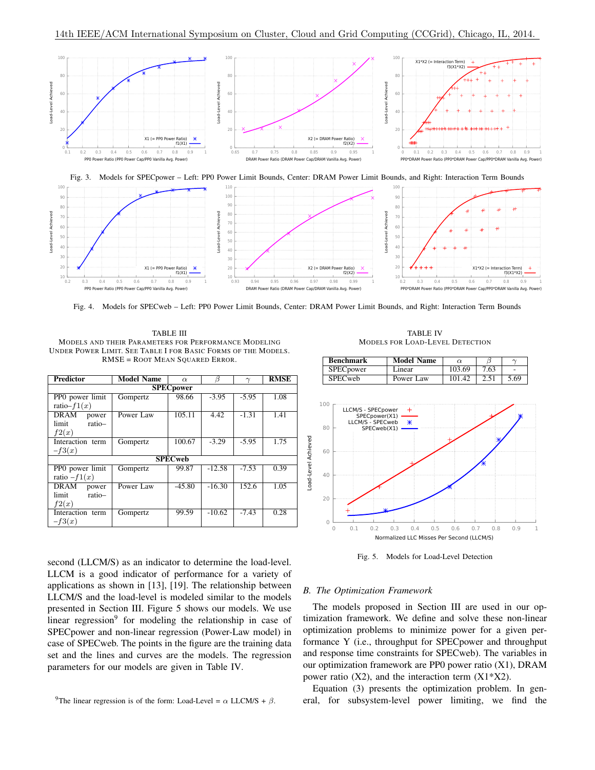Fig. 3. Models for SPECpower – Left: PP0 Power Limit Bounds, Center: DRAM Power Limit Bounds, and Right: Interaction Term Bounds

Fig. 4. Models for SPECweb – Left: PP0 Power Limit Bounds, Center: DRAM Power Limit Bounds, and Right: Interaction Term Bounds

TABLE III
MODELS AND THEIR PARAMETERS FOR PERFORMANCE MODELING UNDER POWER LIMIT. SEE TABLE I FOR BASIC FORMS OF THE MODELS. RMSE = ROOT MEAN SQUARED ERROR.

| Predictor | Model Name | $\alpha$ | $\beta$ | $\gamma$ | RMSE |
|---|---|---|---|---|---|
| **SPECpower** | | | | | |
| PP0 power limit ratio–$f1(x)$ | Gompertz | 98.66 | -3.95 | -5.95 | 1.08 |
| DRAM power limit ratio–$f2(x)$ | Power Law | 105.11 | 4.42 | -1.31 | 1.41 |
| Interaction term –$f3(x)$ | Gompertz | 100.67 | -3.29 | -5.95 | 1.75 |
| **SPECweb** | | | | | |
| PP0 power limit ratio –$f1(x)$ | Gompertz | 99.87 | -12.58 | -7.53 | 0.39 |
| DRAM power limit ratio–$f2(x)$ | Power Law | -45.80 | -16.30 | 152.6 | 1.05 |
| Interaction term –$f3(x)$ | Gompertz | 99.59 | -10.62 | -7.43 | 0.28 |

TABLE IV
MODELS FOR LOAD-LEVEL DETECTION

| Benchmark | Model Name | $\alpha$ | $\beta$ | $\gamma$ |
|---|---|---|---|---|
| SPECpower | Linear | 103.69 | 7.63 | - |
| SPECweb | Power Law | 101.42 | 2.51 | 5.69 |

Fig. 5. Models for Load-Level Detection

second (LLCM/S) as an indicator to determine the load-level. LLCM is a good indicator of performance for a variety of applications as shown in [13], [19]. The relationship between LLCM/S and the load-level is modeled similar to the models presented in Section III. Figure 5 shows our models. We use linear regression[9] for modeling the relationship in case of SPECpower and non-linear regression (Power-Law model) in case of SPECweb. The points in the figure are the training data set and the lines and curves are the models. The regression parameters for our models are given in Table IV.

[9]The linear regression is of the form: Load-Level = $\alpha$ LLCM/S + $\beta$.

### B. The Optimization Framework

The models proposed in Section III are used in our optimization framework. We define and solve these non-linear optimization problems to minimize power for a given performance Y (i.e., throughput for SPECpower and throughput and response time constraints for SPECweb). The variables in our optimization framework are PP0 power ratio (X1), DRAM power ratio (X2), and the interaction term (X1*X2).

Equation (3) presents the optimization problem. In general, for subsystem-level power limiting, we find the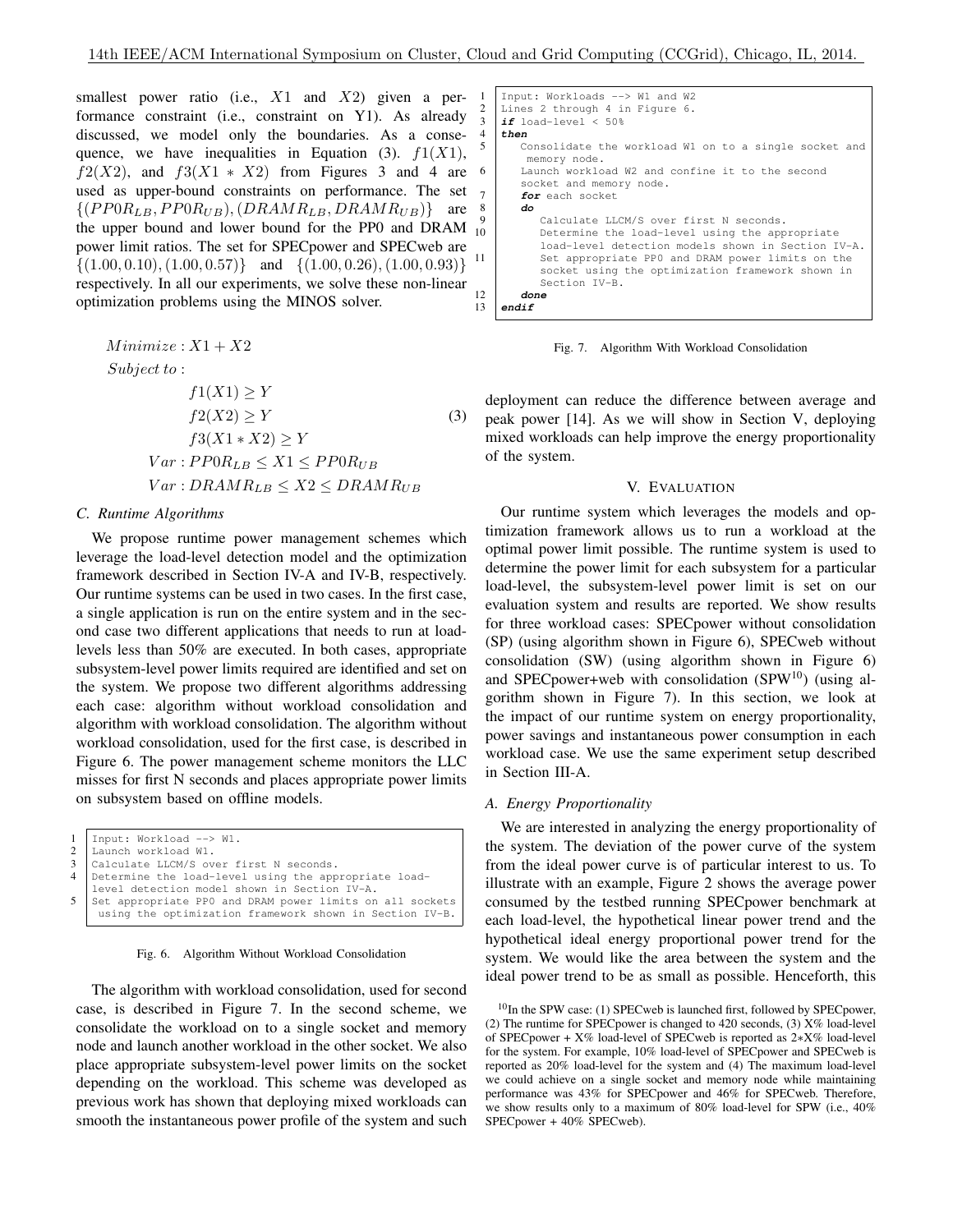smallest power ratio (i.e., $X1$ and $X2$) given a performance constraint (i.e., constraint on Y1). As already discussed, we model only the boundaries. As a consequence, we have inequalities in Equation (3). $f1(X1)$, $f2(X2)$, and $f3(X1 * X2)$ from Figures 3 and 4 are used as upper-bound constraints on performance. The set $\{(PP0R_{LB}, PP0R_{UB}), (DRAMR_{LB}, DRAMR_{UB})\}$ are the upper bound and lower bound for the PP0 and DRAM power limit ratios. The set for SPECpower and SPECweb are $\{(1.00, 0.10), (1.00, 0.57)\}$ and $\{(1.00, 0.26), (1.00, 0.93)\}$ respectively. In all our experiments, we solve these non-linear optimization problems using the MINOS solver.

$$
\begin{aligned}
&Minimize : X1 + X2 \\
&Subject\ to : \\
&\qquad f1(X1) \geq Y \\
&\qquad f2(X2) \geq Y \\
&\qquad f3(X1 * X2) \geq Y \\
&Var : PP0R_{LB} \leq X1 \leq PP0R_{UB} \\
&Var : DRAMR_{LB} \leq X2 \leq DRAMR_{UB}
\end{aligned} \tag{3}
$$

### C. Runtime Algorithms

We propose runtime power management schemes which leverage the load-level detection model and the optimization framework described in Section IV-A and IV-B, respectively. Our runtime systems can be used in two cases. In the first case, a single application is run on the entire system and in the second case two different applications that needs to run at load-levels less than 50% are executed. In both cases, appropriate subsystem-level power limits required are identified and set on the system. We propose two different algorithms addressing each case: algorithm without workload consolidation and algorithm with workload consolidation. The algorithm without workload consolidation, used for the first case, is described in Figure 6. The power management scheme monitors the LLC misses for first N seconds and places appropriate power limits on subsystem based on offline models.

```
1  Input: Workload --> W1.
2  Launch workload W1.
3  Calculate LLCM/S over first N seconds.
4  Determine the load-level using the appropriate load-
   level detection model shown in Section IV-A.
5  Set appropriate PP0 and DRAM power limits on all sockets
   using the optimization framework shown in Section IV-B.
```

Fig. 6. Algorithm Without Workload Consolidation

The algorithm with workload consolidation, used for second case, is described in Figure 7. In the second scheme, we consolidate the workload on to a single socket and memory node and launch another workload in the other socket. We also place appropriate subsystem-level power limits on the socket depending on the workload. This scheme was developed as previous work has shown that deploying mixed workloads can smooth the instantaneous power profile of the system and such deployment can reduce the difference between average and peak power [14]. As we will show in Section V, deploying mixed workloads can help improve the energy proportionality of the system.

```
1  Input: Workloads --> W1 and W2
2  Lines 2 through 4 in Figure 6.
3  if load-level < 50%
4  then
5     Consolidate the workload W1 on to a single socket and
       memory node.
6     Launch workload W2 and confine it to the second
      socket and memory node.
7     for each socket
8     do
9        Calculate LLCM/S over first N seconds.
10       Determine the load-level using the appropriate
         load-level detection models shown in Section IV-A.
11       Set appropriate PP0 and DRAM power limits on the
         socket using the optimization framework shown in
         Section IV-B.
12    done
13 endif
```

Fig. 7. Algorithm With Workload Consolidation

## V. Evaluation

Our runtime system which leverages the models and optimization framework allows us to run a workload at the optimal power limit possible. The runtime system is used to determine the power limit for each subsystem for a particular load-level, the subsystem-level power limit is set on our evaluation system and results are reported. We show results for three workload cases: SPECpower without consolidation (SP) (using algorithm shown in Figure 6), SPECweb without consolidation (SW) (using algorithm shown in Figure 6) and SPECpower+web with consolidation (SPW[10]) (using algorithm shown in Figure 7). In this section, we look at the impact of our runtime system on energy proportionality, power savings and instantaneous power consumption in each workload case. We use the same experiment setup described in Section III-A.

### A. Energy Proportionality

We are interested in analyzing the energy proportionality of the system. The deviation of the power curve of the system from the ideal power curve is of particular interest to us. To illustrate with an example, Figure 2 shows the average power consumed by the testbed running SPECpower benchmark at each load-level, the hypothetical linear power trend and the hypothetical ideal energy proportional power trend for the system. We would like the area between the system and the ideal power trend to be as small as possible. Henceforth, this

[10] In the SPW case: (1) SPECweb is launched first, followed by SPECpower, (2) The runtime for SPECpower is changed to 420 seconds, (3) X% load-level of SPECpower + X% load-level of SPECweb is reported as 2∗X% load-level for the system. For example, 10% load-level of SPECpower and SPECweb is reported as 20% load-level for the system and (4) The maximum load-level we could achieve on a single socket and memory node while maintaining performance was 43% for SPECpower and 46% for SPECweb. Therefore, we show results only to a maximum of 80% load-level for SPW (i.e., 40% SPECpower + 40% SPECweb).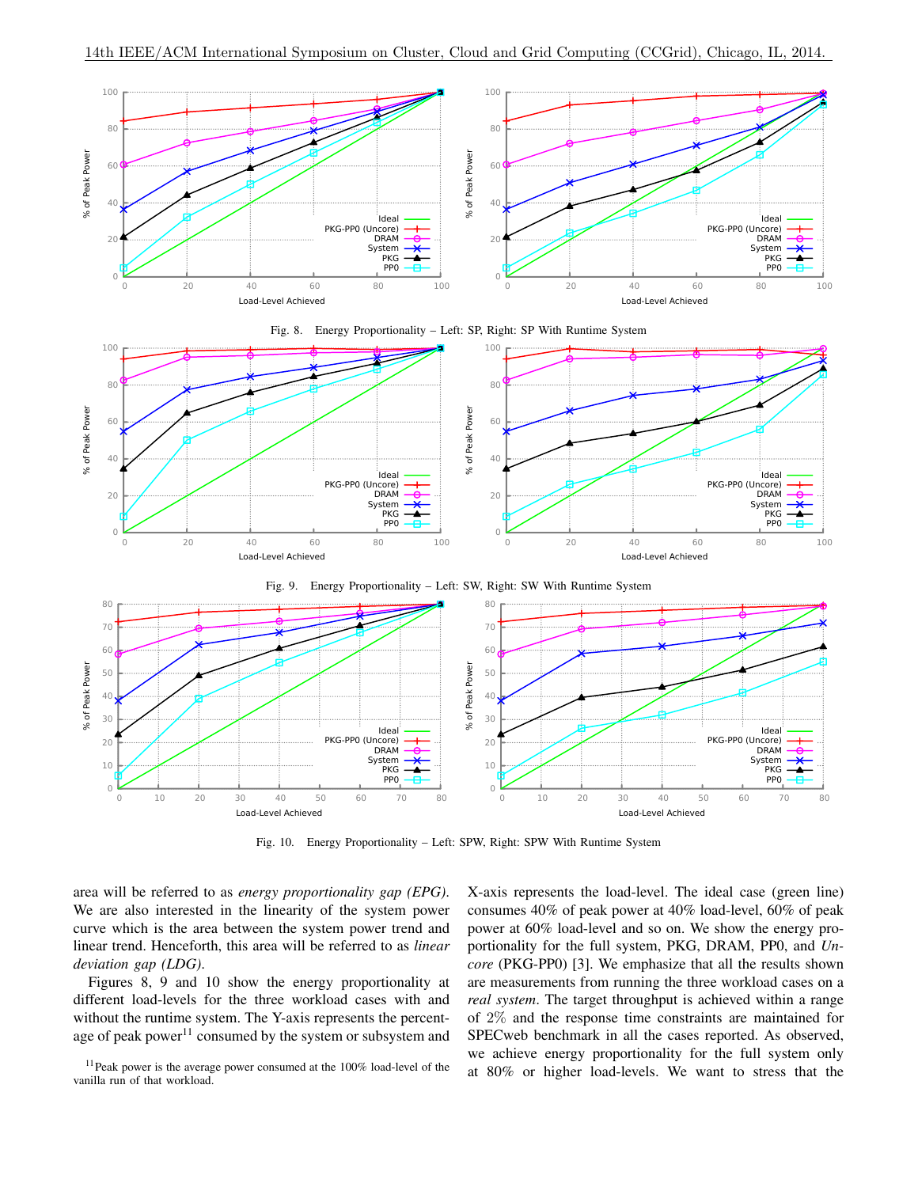Fig. 8. Energy Proportionality – Left: SP, Right: SP With Runtime System

Fig. 9. Energy Proportionality – Left: SW, Right: SW With Runtime System

Fig. 10. Energy Proportionality – Left: SPW, Right: SPW With Runtime System

area will be referred to as *energy proportionality gap (EPG)*. We are also interested in the linearity of the system power curve which is the area between the system power trend and linear trend. Henceforth, this area will be referred to as *linear deviation gap (LDG)*.

Figures 8, 9 and 10 show the energy proportionality at different load-levels for the three workload cases with and without the runtime system. The Y-axis represents the percentage of peak power[11] consumed by the system or subsystem and X-axis represents the load-level. The ideal case (green line) consumes 40% of peak power at 40% load-level, 60% of peak power at 60% load-level and so on. We show the energy proportionality for the full system, PKG, DRAM, PP0, and *Uncore* (PKG-PP0) [3]. We emphasize that all the results shown are measurements from running the three workload cases on a *real system*. The target throughput is achieved within a range of 2% and the response time constraints are maintained for SPECweb benchmark in all the cases reported. As observed, we achieve energy proportionality for the full system only at 80% or higher load-levels. We want to stress that the

[11] Peak power is the average power consumed at the 100% load-level of the vanilla run of that workload.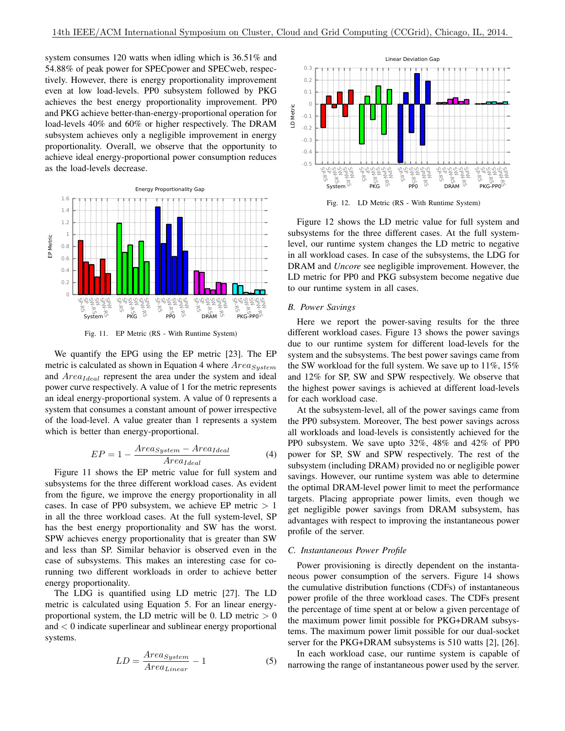system consumes 120 watts when idling which is 36.51% and 54.88% of peak power for SPECpower and SPECweb, respectively. However, there is energy proportionality improvement even at low load-levels. PP0 subsystem followed by PKG achieves the best energy proportionality improvement. PP0 and PKG achieve better-than-energy-proportional operation for load-levels 40% and 60% or higher respectively. The DRAM subsystem achieves only a negligible improvement in energy proportionality. Overall, we observe that the opportunity to achieve ideal energy-proportional power consumption reduces as the load-levels decrease.

Fig. 11. EP Metric (RS - With Runtime System)

We quantify the EPG using the EP metric [23]. The EP metric is calculated as shown in Equation 4 where $Area_{System}$ and $Area_{Ideal}$ represent the area under the system and ideal power curve respectively. A value of 1 for the metric represents an ideal energy-proportional system. A value of 0 represents a system that consumes a constant amount of power irrespective of the load-level. A value greater than 1 represents a system which is better than energy-proportional.

$$EP = 1 - \frac{Area_{System} - Area_{Ideal}}{Area_{Ideal}} \tag{4}$$

Figure 11 shows the EP metric value for full system and subsystems for the three different workload cases. As evident from the figure, we improve the energy proportionality in all cases. In case of PP0 subsystem, we achieve EP metric $> 1$ in all the three workload cases. At the full system-level, SP has the best energy proportionality and SW has the worst. SPW achieves energy proportionality that is greater than SW and less than SP. Similar behavior is observed even in the case of subsystems. This makes an interesting case for co-running two different workloads in order to achieve better energy proportionality.

The LDG is quantified using LD metric [27]. The LD metric is calculated using Equation 5. For an linear energy-proportional system, the LD metric will be 0. LD metric $> 0$ and $< 0$ indicate superlinear and sublinear energy proportional systems.

$$LD = \frac{Area_{System}}{Area_{Linear}} - 1 \tag{5}$$

Fig. 12. LD Metric (RS - With Runtime System)

Figure 12 shows the LD metric value for full system and subsystems for the three different cases. At the full system-level, our runtime system changes the LD metric to negative in all workload cases. In case of the subsystems, the LDG for DRAM and *Uncore* see negligible improvement. However, the LD metric for PP0 and PKG subsystem become negative due to our runtime system in all cases.

### B. Power Savings

Here we report the power-saving results for the three different workload cases. Figure 13 shows the power savings due to our runtime system for different load-levels for the system and the subsystems. The best power savings came from the SW workload for the full system. We save up to 11%, 15% and 12% for SP, SW and SPW respectively. We observe that the highest power savings is achieved at different load-levels for each workload case.

At the subsystem-level, all of the power savings came from the PP0 subsystem. Moreover, The best power savings across all workloads and load-levels is consistently achieved for the PP0 subsystem. We save upto 32%, 48% and 42% of PP0 power for SP, SW and SPW respectively. The rest of the subsystem (including DRAM) provided no or negligible power savings. However, our runtime system was able to determine the optimal DRAM-level power limit to meet the performance targets. Placing appropriate power limits, even though we get negligible power savings from DRAM subsystem, has advantages with respect to improving the instantaneous power profile of the server.

### C. Instantaneous Power Profile

Power provisioning is directly dependent on the instantaneous power consumption of the servers. Figure 14 shows the cumulative distribution functions (CDFs) of instantaneous power profile of the three workload cases. The CDFs present the percentage of time spent at or below a given percentage of the maximum power limit possible for PKG+DRAM subsystems. The maximum power limit possible for our dual-socket server for the PKG+DRAM subsystems is 510 watts [2], [26].

In each workload case, our runtime system is capable of narrowing the range of instantaneous power used by the server.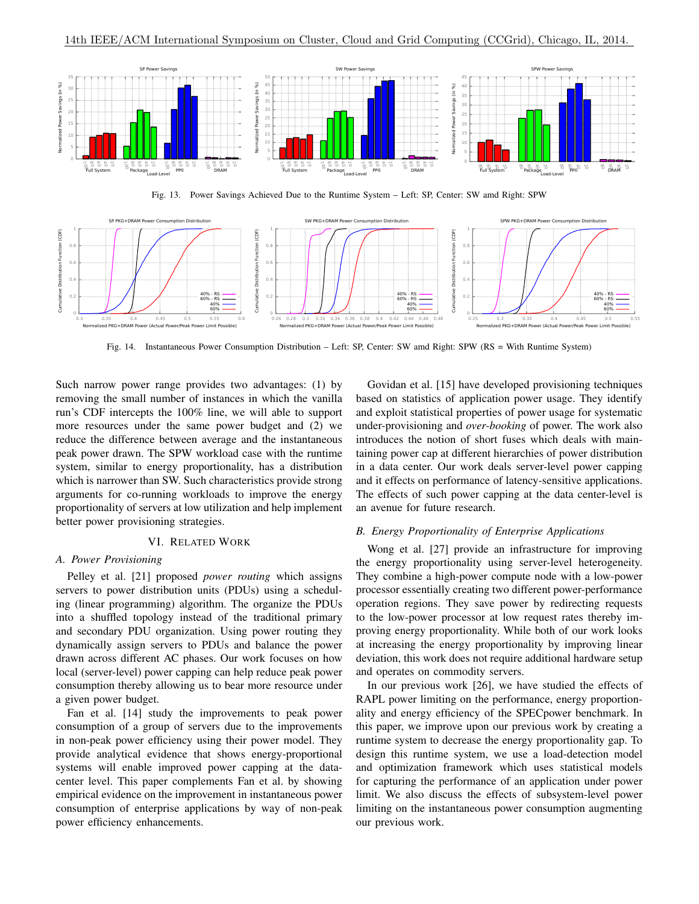Fig. 13. Power Savings Achieved Due to the Runtime System – Left: SP, Center: SW amd Right: SPW

Fig. 14. Instantaneous Power Consumption Distribution – Left: SP, Center: SW amd Right: SPW (RS = With Runtime System)

Such narrow power range provides two advantages: (1) by removing the small number of instances in which the vanilla run's CDF intercepts the 100% line, we will able to support more resources under the same power budget and (2) we reduce the difference between average and the instantaneous peak power drawn. The SPW workload case with the runtime system, similar to energy proportionality, has a distribution which is narrower than SW. Such characteristics provide strong arguments for co-running workloads to improve the energy proportionality of servers at low utilization and help implement better power provisioning strategies.

## VI. Related Work

### A. Power Provisioning

Pelley et al. [21] proposed *power routing* which assigns servers to power distribution units (PDUs) using a scheduling (linear programming) algorithm. The organize the PDUs into a shuffled topology instead of the traditional primary and secondary PDU organization. Using power routing they dynamically assign servers to PDUs and balance the power drawn across different AC phases. Our work focuses on how local (server-level) power capping can help reduce peak power consumption thereby allowing us to bear more resource under a given power budget.

Fan et al. [14] study the improvements to peak power consumption of a group of servers due to the improvements in non-peak power efficiency using their power model. They provide analytical evidence that shows energy-proportional systems will enable improved power capping at the data-center level. This paper complements Fan et al. by showing empirical evidence on the improvement in instantaneous power consumption of enterprise applications by way of non-peak power efficiency enhancements.

Govidan et al. [15] have developed provisioning techniques based on statistics of application power usage. They identify and exploit statistical properties of power usage for systematic under-provisioning and *over-booking* of power. The work also introduces the notion of short fuses which deals with maintaining power cap at different hierarchies of power distribution in a data center. Our work deals server-level power capping and it effects on performance of latency-sensitive applications. The effects of such power capping at the data center-level is an avenue for future research.

### B. Energy Proportionality of Enterprise Applications

Wong et al. [27] provide an infrastructure for improving the energy proportionality using server-level heterogeneity. They combine a high-power compute node with a low-power processor essentially creating two different power-performance operation regions. They save power by redirecting requests to the low-power processor at low request rates thereby improving energy proportionality. While both of our work looks at increasing the energy proportionality by improving linear deviation, this work does not require additional hardware setup and operates on commodity servers.

In our previous work [26], we have studied the effects of RAPL power limiting on the performance, energy proportionality and energy efficiency of the SPECpower benchmark. In this paper, we improve upon our previous work by creating a runtime system to decrease the energy proportionality gap. To design this runtime system, we use a load-detection model and optimization framework which uses statistical models for capturing the performance of an application under power limit. We also discuss the effects of subsystem-level power limiting on the instantaneous power consumption augmenting our previous work.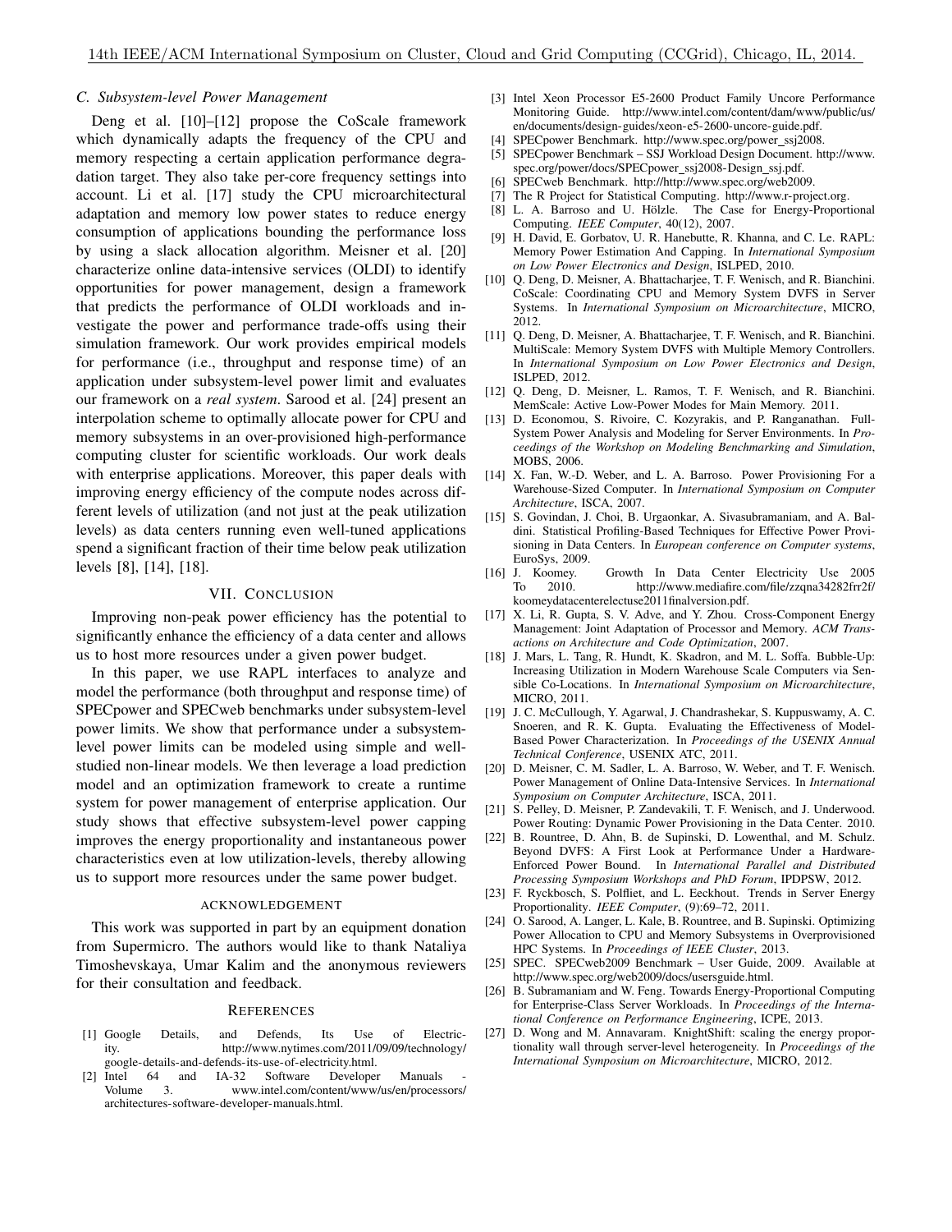### C. Subsystem-level Power Management

Deng et al. [10]–[12] propose the CoScale framework which dynamically adapts the frequency of the CPU and memory respecting a certain application performance degradation target. They also take per-core frequency settings into account. Li et al. [17] study the CPU microarchitectural adaptation and memory low power states to reduce energy consumption of applications bounding the performance loss by using a slack allocation algorithm. Meisner et al. [20] characterize online data-intensive services (OLDI) to identify opportunities for power management, design a framework that predicts the performance of OLDI workloads and investigate the power and performance trade-offs using their simulation framework. Our work provides empirical models for performance (i.e., throughput and response time) of an application under subsystem-level power limit and evaluates our framework on a *real system*. Sarood et al. [24] present an interpolation scheme to optimally allocate power for CPU and memory subsystems in an over-provisioned high-performance computing cluster for scientific workloads. Our work deals with enterprise applications. Moreover, this paper deals with improving energy efficiency of the compute nodes across different levels of utilization (and not just at the peak utilization levels) as data centers running even well-tuned applications spend a significant fraction of their time below peak utilization levels [8], [14], [18].

## VII. Conclusion

Improving non-peak power efficiency has the potential to significantly enhance the efficiency of a data center and allows us to host more resources under a given power budget.

In this paper, we use RAPL interfaces to analyze and model the performance (both throughput and response time) of SPECpower and SPECweb benchmarks under subsystem-level power limits. We show that performance under a subsystem-level power limits can be modeled using simple and well-studied non-linear models. We then leverage a load prediction model and an optimization framework to create a runtime system for power management of enterprise application. Our study shows that effective subsystem-level power capping improves the energy proportionality and instantaneous power characteristics even at low utilization-levels, thereby allowing us to support more resources under the same power budget.

## Acknowledgement

This work was supported in part by an equipment donation from Supermicro. The authors would like to thank Nataliya Timoshevskaya, Umar Kalim and the anonymous reviewers for their consultation and feedback.

## References

[1] Google Details, and Defends, Its Use of Electricity. http://www.nytimes.com/2011/09/09/technology/google-details-and-defends-its-use-of-electricity.html.

[2] Intel 64 and IA-32 Software Developer Manuals - Volume 3. www.intel.com/content/www/us/en/processors/architectures-software-developer-manuals.html.

[3] Intel Xeon Processor E5-2600 Product Family Uncore Performance Monitoring Guide. http://www.intel.com/content/dam/www/public/us/en/documents/design-guides/xeon-e5-2600-uncore-guide.pdf.

[4] SPECpower Benchmark. http://www.spec.org/power_ssj2008.

[5] SPECpower Benchmark – SSJ Workload Design Document. http://www.spec.org/power/docs/SPECpower_ssj2008-Design_ssj.pdf.

[6] SPECweb Benchmark. http://http://www.spec.org/web2009.

[7] The R Project for Statistical Computing. http://www.r-project.org.

[8] L. A. Barroso and U. Hölzle. The Case for Energy-Proportional Computing. *IEEE Computer*, 40(12), 2007.

[9] H. David, E. Gorbatov, U. R. Hanebutte, R. Khanna, and C. Le. RAPL: Memory Power Estimation And Capping. In *International Symposium on Low Power Electronics and Design*, ISLPED, 2010.

[10] Q. Deng, D. Meisner, A. Bhattacharjee, T. F. Wenisch, and R. Bianchini. CoScale: Coordinating CPU and Memory System DVFS in Server Systems. In *International Symposium on Microarchitecture*, MICRO, 2012.

[11] Q. Deng, D. Meisner, A. Bhattacharjee, T. F. Wenisch, and R. Bianchini. MultiScale: Memory System DVFS with Multiple Memory Controllers. In *International Symposium on Low Power Electronics and Design*, ISLPED, 2012.

[12] Q. Deng, D. Meisner, L. Ramos, T. F. Wenisch, and R. Bianchini. MemScale: Active Low-Power Modes for Main Memory. 2011.

[13] D. Economou, S. Rivoire, C. Kozyrakis, and P. Ranganathan. Full-System Power Analysis and Modeling for Server Environments. In *Proceedings of the Workshop on Modeling Benchmarking and Simulation*, MOBS, 2006.

[14] X. Fan, W.-D. Weber, and L. A. Barroso. Power Provisioning For a Warehouse-Sized Computer. In *International Symposium on Computer Architecture*, ISCA, 2007.

[15] S. Govindan, J. Choi, B. Urgaonkar, A. Sivasubramaniam, and A. Baldini. Statistical Profiling-Based Techniques for Effective Power Provisioning in Data Centers. In *European conference on Computer systems*, EuroSys, 2009.

[16] J. Koomey. Growth In Data Center Electricity Use 2005 To 2010. http://www.mediafire.com/file/zzqna34282frr2f/koomeydatacenterelectuse2011finalversion.pdf.

[17] X. Li, R. Gupta, S. V. Adve, and Y. Zhou. Cross-Component Energy Management: Joint Adaptation of Processor and Memory. *ACM Transactions on Architecture and Code Optimization*, 2007.

[18] J. Mars, L. Tang, R. Hundt, K. Skadron, and M. L. Soffa. Bubble-Up: Increasing Utilization in Modern Warehouse Scale Computers via Sensible Co-Locations. In *International Symposium on Microarchitecture*, MICRO, 2011.

[19] J. C. McCullough, Y. Agarwal, J. Chandrashekar, S. Kuppuswamy, A. C. Snoeren, and R. K. Gupta. Evaluating the Effectiveness of Model-Based Power Characterization. In *Proceedings of the USENIX Annual Technical Conference*, USENIX ATC, 2011.

[20] D. Meisner, C. M. Sadler, L. A. Barroso, W. Weber, and T. F. Wenisch. Power Management of Online Data-Intensive Services. In *International Symposium on Computer Architecture*, ISCA, 2011.

[21] S. Pelley, D. Meisner, P. Zandevakili, T. F. Wenisch, and J. Underwood. Power Routing: Dynamic Power Provisioning in the Data Center. 2010.

[22] B. Rountree, D. Ahn, B. de Supinski, D. Lowenthal, and M. Schulz. Beyond DVFS: A First Look at Performance Under a Hardware-Enforced Power Bound. In *International Parallel and Distributed Processing Symposium Workshops and PhD Forum*, IPDPSW, 2012.

[23] F. Ryckbosch, S. Polfliet, and L. Eeckhout. Trends in Server Energy Proportionality. *IEEE Computer*, (9):69–72, 2011.

[24] O. Sarood, A. Langer, L. Kale, B. Rountree, and B. Supinski. Optimizing Power Allocation to CPU and Memory Subsystems in Overprovisioned HPC Systems. In *Proceedings of IEEE Cluster*, 2013.

[25] SPEC. SPECweb2009 Benchmark – User Guide, 2009. Available at http://www.spec.org/web2009/docs/usersguide.html.

[26] B. Subramaniam and W. Feng. Towards Energy-Proportional Computing for Enterprise-Class Server Workloads. In *Proceedings of the International Conference on Performance Engineering*, ICPE, 2013.

[27] D. Wong and M. Annavaram. KnightShift: scaling the energy proportionality wall through server-level heterogeneity. In *Proceedings of the International Symposium on Microarchitecture*, MICRO, 2012.